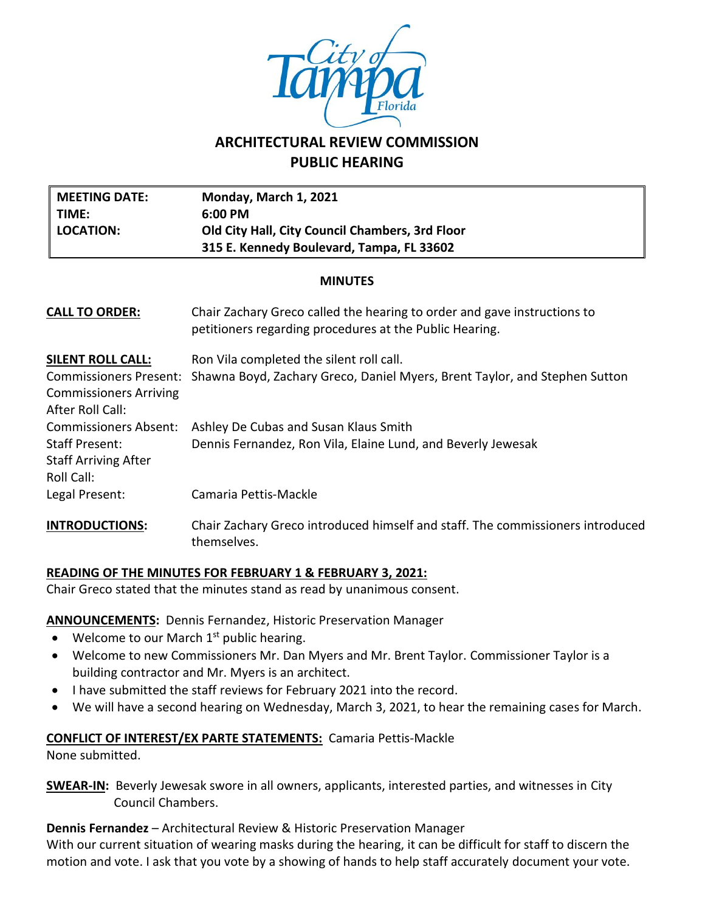# ARCHITECTURAL REVIEW COMMISSION
## PUBLIC HEARING

| | |
|---|---|
| **MEETING DATE:** | **Monday, March 1, 2021** |
| **TIME:** | **6:00 PM** |
| **LOCATION:** | **Old City Hall, City Council Chambers, 3rd Floor**<br>**315 E. Kennedy Boulevard, Tampa, FL 33602** |

**MINUTES**

**CALL TO ORDER:** Chair Zachary Greco called the hearing to order and gave instructions to petitioners regarding procedures at the Public Hearing.

**SILENT ROLL CALL:** Ron Vila completed the silent roll call.

Commissioners Present: Shawna Boyd, Zachary Greco, Daniel Myers, Brent Taylor, and Stephen Sutton

Commissioners Arriving After Roll Call:

Commissioners Absent: Ashley De Cubas and Susan Klaus Smith

Staff Present: Dennis Fernandez, Ron Vila, Elaine Lund, and Beverly Jewesak

Staff Arriving After Roll Call:

Legal Present: Camaria Pettis-Mackle

**INTRODUCTIONS:** Chair Zachary Greco introduced himself and staff. The commissioners introduced themselves.

**READING OF THE MINUTES FOR FEBRUARY 1 & FEBRUARY 3, 2021:**
Chair Greco stated that the minutes stand as read by unanimous consent.

**ANNOUNCEMENTS:** Dennis Fernandez, Historic Preservation Manager

- Welcome to our March 1st public hearing.
- Welcome to new Commissioners Mr. Dan Myers and Mr. Brent Taylor. Commissioner Taylor is a building contractor and Mr. Myers is an architect.
- I have submitted the staff reviews for February 2021 into the record.
- We will have a second hearing on Wednesday, March 3, 2021, to hear the remaining cases for March.

**CONFLICT OF INTEREST/EX PARTE STATEMENTS:** Camaria Pettis-Mackle
None submitted.

**SWEAR-IN:** Beverly Jewesak swore in all owners, applicants, interested parties, and witnesses in City Council Chambers.

**Dennis Fernandez** – Architectural Review & Historic Preservation Manager
With our current situation of wearing masks during the hearing, it can be difficult for staff to discern the motion and vote. I ask that you vote by a showing of hands to help staff accurately document your vote.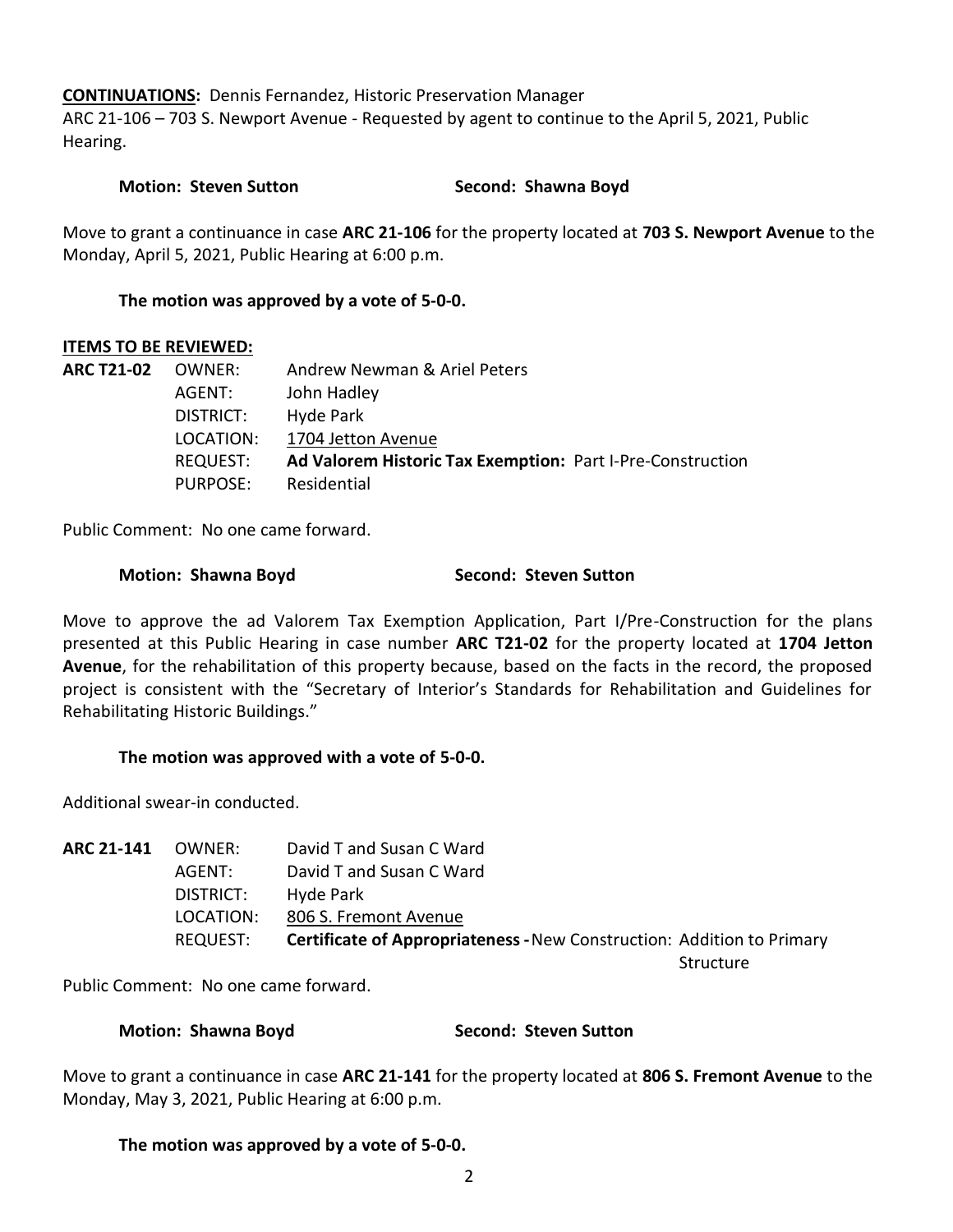**CONTINUATIONS:** Dennis Fernandez, Historic Preservation Manager
ARC 21-106 – 703 S. Newport Avenue - Requested by agent to continue to the April 5, 2021, Public Hearing.

**Motion: Steven Sutton** **Second: Shawna Boyd**

Move to grant a continuance in case **ARC 21-106** for the property located at **703 S. Newport Avenue** to the Monday, April 5, 2021, Public Hearing at 6:00 p.m.

**The motion was approved by a vote of 5-0-0.**

**ITEMS TO BE REVIEWED:**

| | | |
|---|---|---|
| **ARC T21-02** | OWNER: | Andrew Newman & Ariel Peters |
| | AGENT: | John Hadley |
| | DISTRICT: | Hyde Park |
| | LOCATION: | 1704 Jetton Avenue |
| | REQUEST: | **Ad Valorem Historic Tax Exemption:** Part I-Pre-Construction |
| | PURPOSE: | Residential |

Public Comment: No one came forward.

**Motion: Shawna Boyd** **Second: Steven Sutton**

Move to approve the ad Valorem Tax Exemption Application, Part I/Pre-Construction for the plans presented at this Public Hearing in case number **ARC T21-02** for the property located at **1704 Jetton Avenue**, for the rehabilitation of this property because, based on the facts in the record, the proposed project is consistent with the "Secretary of Interior's Standards for Rehabilitation and Guidelines for Rehabilitating Historic Buildings."

**The motion was approved with a vote of 5-0-0.**

Additional swear-in conducted.

| | | |
|---|---|---|
| **ARC 21-141** | OWNER: | David T and Susan C Ward |
| | AGENT: | David T and Susan C Ward |
| | DISTRICT: | Hyde Park |
| | LOCATION: | 806 S. Fremont Avenue |
| | REQUEST: | **Certificate of Appropriateness -** New Construction: Addition to Primary Structure |

Public Comment: No one came forward.

**Motion: Shawna Boyd** **Second: Steven Sutton**

Move to grant a continuance in case **ARC 21-141** for the property located at **806 S. Fremont Avenue** to the Monday, May 3, 2021, Public Hearing at 6:00 p.m.

**The motion was approved by a vote of 5-0-0.**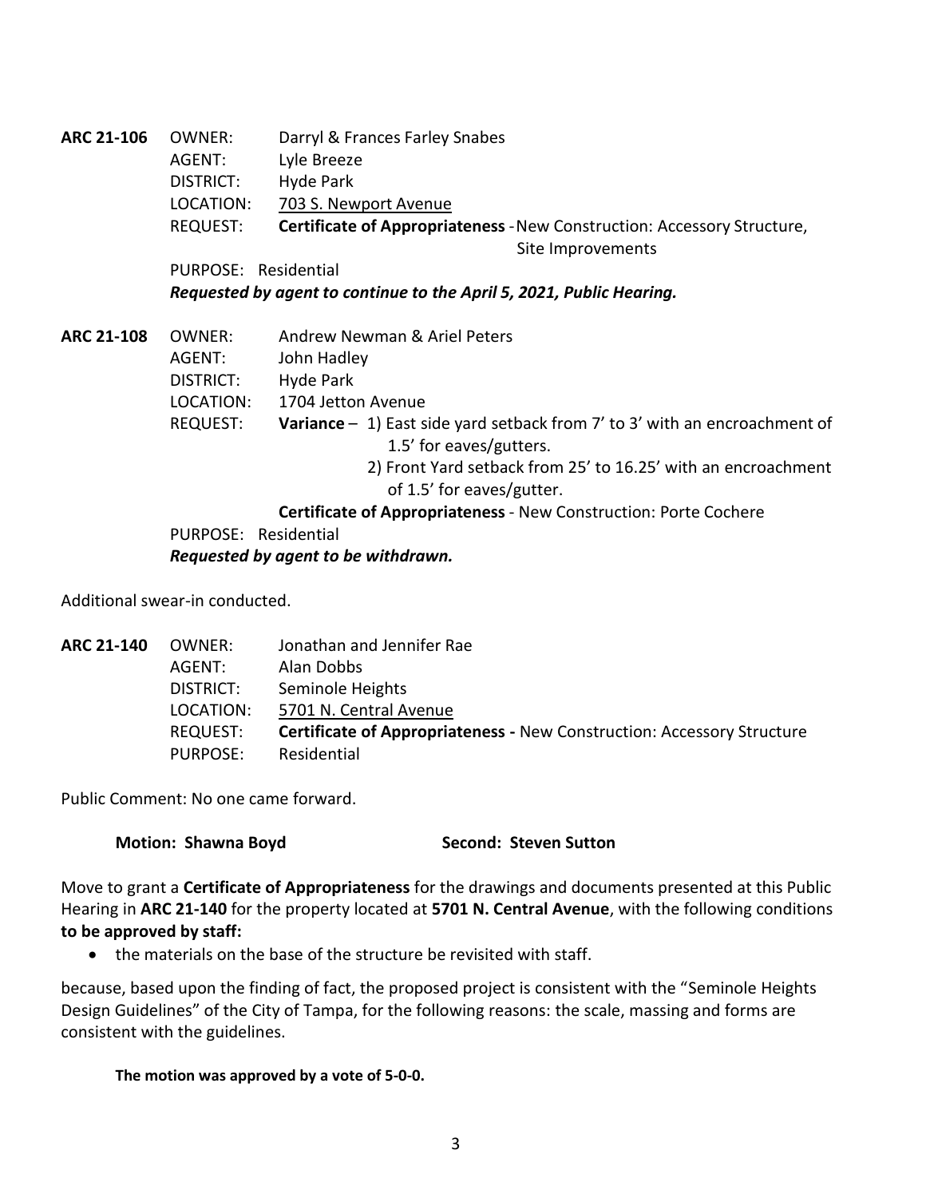**ARC 21-106**

OWNER: Darryl & Frances Farley Snabes
AGENT: Lyle Breeze
DISTRICT: Hyde Park
LOCATION: 703 S. Newport Avenue
REQUEST: **Certificate of Appropriateness** - New Construction: Accessory Structure, Site Improvements
PURPOSE: Residential

***Requested by agent to continue to the April 5, 2021, Public Hearing.***

**ARC 21-108**

OWNER: Andrew Newman & Ariel Peters
AGENT: John Hadley
DISTRICT: Hyde Park
LOCATION: 1704 Jetton Avenue
REQUEST: **Variance** – 1) East side yard setback from 7' to 3' with an encroachment of 1.5' for eaves/gutters.
2) Front Yard setback from 25' to 16.25' with an encroachment of 1.5' for eaves/gutter.
**Certificate of Appropriateness** - New Construction: Porte Cochere
PURPOSE: Residential

***Requested by agent to be withdrawn.***

Additional swear-in conducted.

**ARC 21-140**

OWNER: Jonathan and Jennifer Rae
AGENT: Alan Dobbs
DISTRICT: Seminole Heights
LOCATION: 5701 N. Central Avenue
REQUEST: **Certificate of Appropriateness -** New Construction: Accessory Structure
PURPOSE: Residential

Public Comment: No one came forward.

**Motion: Shawna Boyd** **Second: Steven Sutton**

Move to grant a **Certificate of Appropriateness** for the drawings and documents presented at this Public Hearing in **ARC 21-140** for the property located at **5701 N. Central Avenue**, with the following conditions **to be approved by staff:**

- the materials on the base of the structure be revisited with staff.

because, based upon the finding of fact, the proposed project is consistent with the "Seminole Heights Design Guidelines" of the City of Tampa, for the following reasons: the scale, massing and forms are consistent with the guidelines.

**The motion was approved by a vote of 5-0-0.**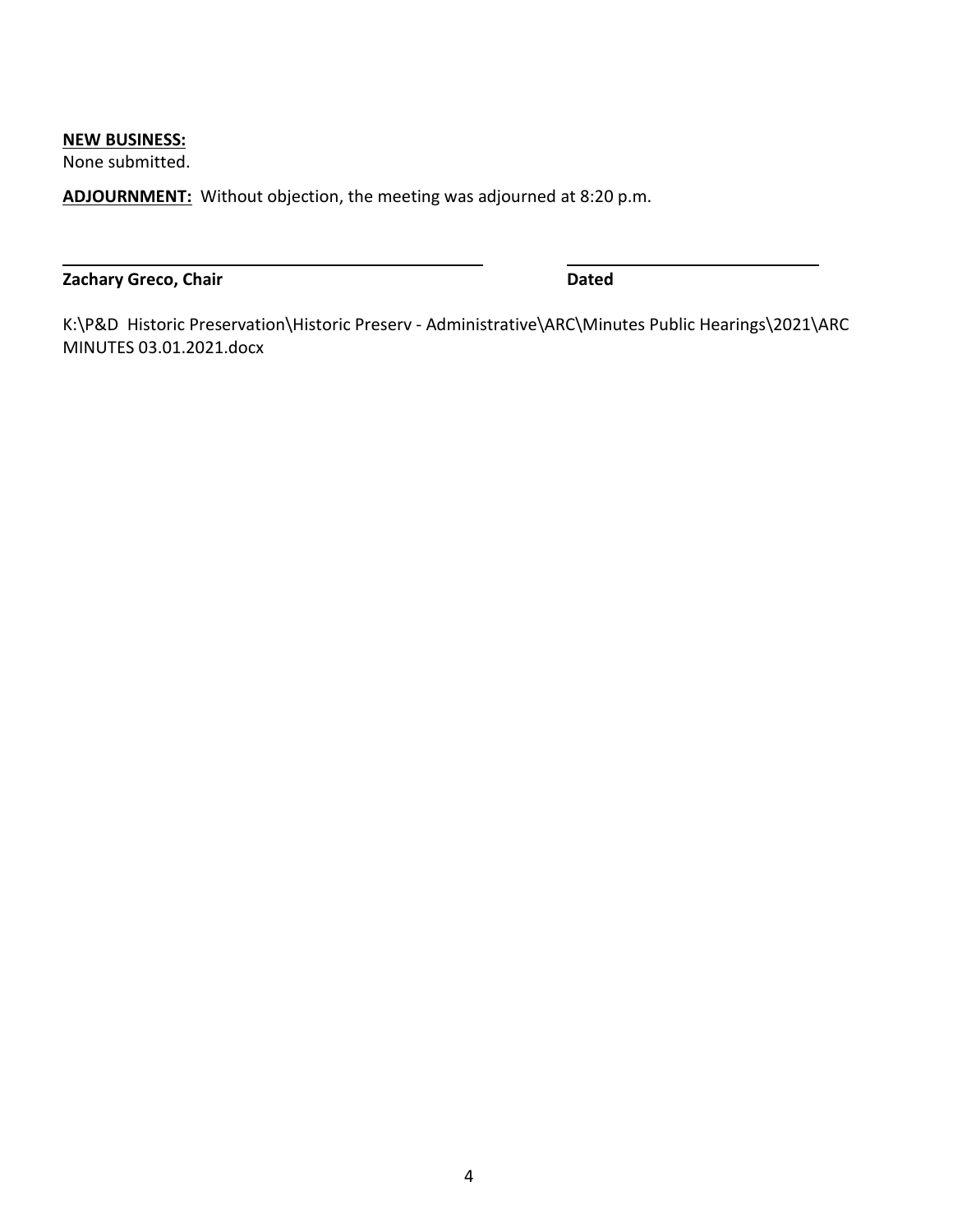**NEW BUSINESS:**
None submitted.

**ADJOURNMENT:** Without objection, the meeting was adjourned at 8:20 p.m.

**Zachary Greco, Chair** **Dated**

K:\P&D Historic Preservation\Historic Preserv - Administrative\ARC\Minutes Public Hearings\2021\ARC MINUTES 03.01.2021.docx